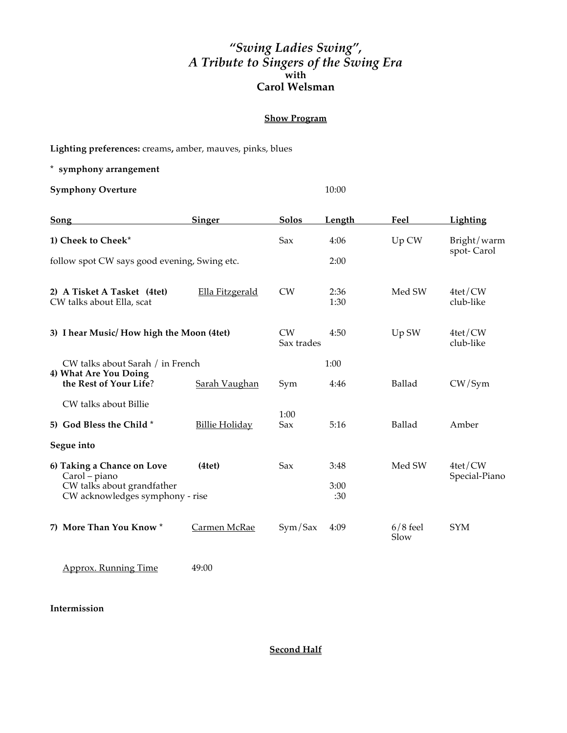# *"Swing Ladies Swing",*
# *A Tribute to Singers of the Swing Era*
### with
## Carol Welsman

**Show Program**

**Lighting preferences:** creams**,** amber, mauves, pinks, blues

**\* symphony arrangement**

**Symphony Overture** 10:00

| Song | Singer | Solos | Length | Feel | Lighting |
|---|---|---|---|---|---|
| **1) Cheek to Cheek*** | | Sax | 4:06 | Up CW | Bright/warm spot- Carol |
| follow spot CW says good evening, Swing etc. | | | 2:00 | | |
| **2) A Tisket A Tasket (4tet)** CW talks about Ella, scat | Ella Fitzgerald | CW | 2:36 1:30 | Med SW | 4tet/CW club-like |
| **3) I hear Music/ How high the Moon (4tet)** | | CW Sax trades | 4:50 | Up SW | 4tet/CW club-like |
| CW talks about Sarah / in French | | | 1:00 | | |
| **4) What Are You Doing the Rest of Your Life?** | Sarah Vaughan | Sym | 4:46 | Ballad | CW/Sym |
| CW talks about Billie | | 1:00 | | | |
| **5) God Bless the Child *** | Billie Holiday | Sax | 5:16 | Ballad | Amber |
| **Segue into** | | | | | |
| **6) Taking a Chance on Love** Carol – piano | **(4tet)** | Sax | 3:48 | Med SW | 4tet/CW Special-Piano |
| CW talks about grandfather | | | 3:00 | | |
| CW acknowledges symphony - rise | | | :30 | | |
| **7) More Than You Know *** | Carmen McRae | Sym/Sax | 4:09 | 6/8 feel Slow | SYM |

Approx. Running Time 49:00

**Intermission**

**Second Half**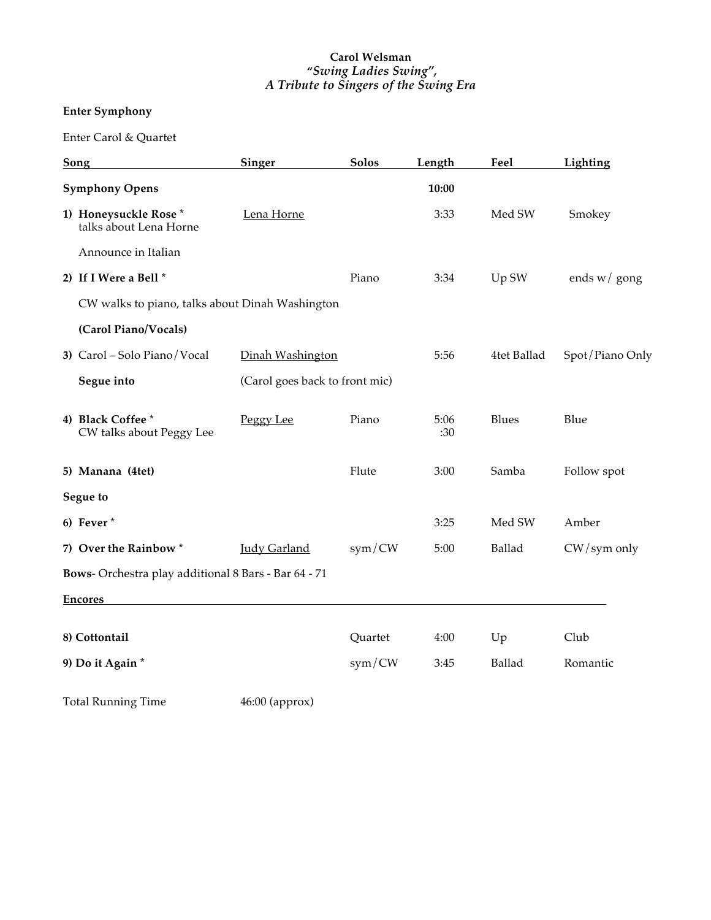**Carol Welsman**
***"Swing Ladies Swing",***
***A Tribute to Singers of the Swing Era***

**Enter Symphony**

Enter Carol & Quartet

| Song | Singer | Solos | Length | Feel | Lighting |
|---|---|---|---|---|---|
| **Symphony Opens** | | | **10:00** | | |
| **1) Honeysuckle Rose** * talks about Lena Horne | Lena Horne | | 3:33 | Med SW | Smokey |
| Announce in Italian | | | | | |
| **2) If I Were a Bell** * | | Piano | 3:34 | Up SW | ends w/ gong |
| CW walks to piano, talks about Dinah Washington | | | | | |
| **(Carol Piano/Vocals)** | | | | | |
| **3)** Carol – Solo Piano/Vocal | Dinah Washington | | 5:56 | 4tet Ballad | Spot/Piano Only |
| **Segue into** | (Carol goes back to front mic) | | | | |
| **4) Black Coffee** * CW talks about Peggy Lee | Peggy Lee | Piano | 5:06 :30 | Blues | Blue |
| **5) Manana (4tet)** | | Flute | 3:00 | Samba | Follow spot |
| **Segue to** | | | | | |
| **6) Fever** * | | | 3:25 | Med SW | Amber |
| **7) Over the Rainbow** * | Judy Garland | sym/CW | 5:00 | Ballad | CW/sym only |

**Bows**- Orchestra play additional 8 Bars - Bar 64 - 71

**Encores**

| Song | Singer | Solos | Length | Feel | Lighting |
|---|---|---|---|---|---|
| **8) Cottontail** | | Quartet | 4:00 | Up | Club |
| **9) Do it Again** * | | sym/CW | 3:45 | Ballad | Romantic |

Total Running Time 46:00 (approx)